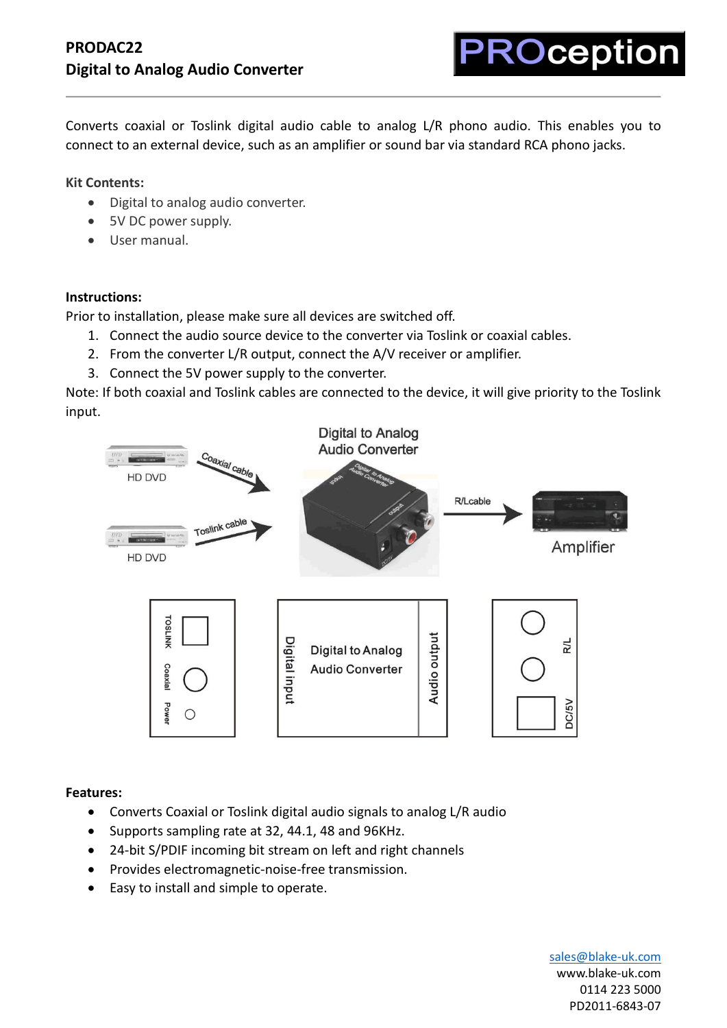# PRODAC22
## Digital to Analog Audio Converter

Converts coaxial or Toslink digital audio cable to analog L/R phono audio. This enables you to connect to an external device, such as an amplifier or sound bar via standard RCA phono jacks.

**Kit Contents:**

- Digital to analog audio converter.
- 5V DC power supply.
- User manual.

**Instructions:**

Prior to installation, please make sure all devices are switched off.

1. Connect the audio source device to the converter via Toslink or coaxial cables.
2. From the converter L/R output, connect the A/V receiver or amplifier.
3. Connect the 5V power supply to the converter.

Note: If both coaxial and Toslink cables are connected to the device, it will give priority to the Toslink input.

**Features:**

- Converts Coaxial or Toslink digital audio signals to analog L/R audio
- Supports sampling rate at 32, 44.1, 48 and 96KHz.
- 24-bit S/PDIF incoming bit stream on left and right channels
- Provides electromagnetic-noise-free transmission.
- Easy to install and simple to operate.

sales@blake-uk.com
www.blake-uk.com
0114 223 5000
PD2011-6843-07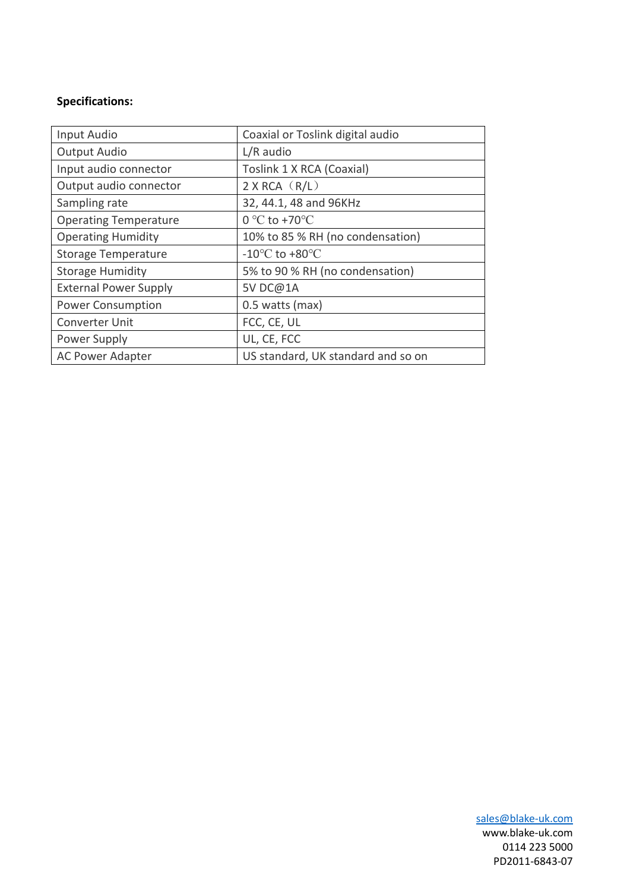**Specifications:**

| | |
|---|---|
| Input Audio | Coaxial or Toslink digital audio |
| Output Audio | L/R audio |
| Input audio connector | Toslink 1 X RCA (Coaxial) |
| Output audio connector | 2 X RCA（R/L） |
| Sampling rate | 32, 44.1, 48 and 96KHz |
| Operating Temperature | 0 ℃ to +70℃ |
| Operating Humidity | 10% to 85 % RH (no condensation) |
| Storage Temperature | -10℃ to +80℃ |
| Storage Humidity | 5% to 90 % RH (no condensation) |
| External Power Supply | 5V DC@1A |
| Power Consumption | 0.5 watts (max) |
| Converter Unit | FCC, CE, UL |
| Power Supply | UL, CE, FCC |
| AC Power Adapter | US standard, UK standard and so on |

sales@blake-uk.com
www.blake-uk.com
0114 223 5000
PD2011-6843-07